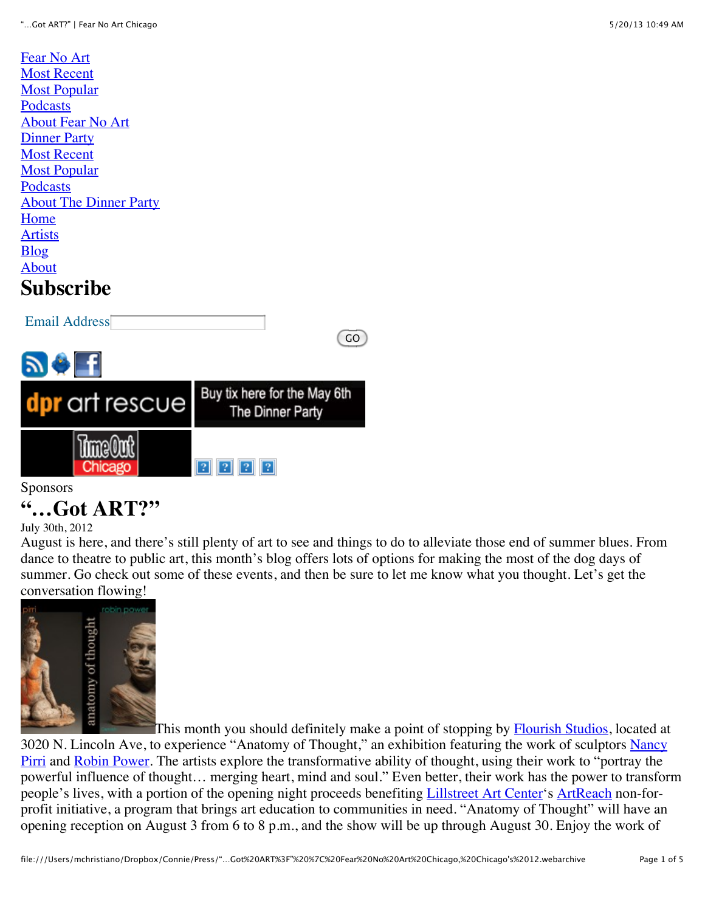Fear No Art
Most Recent
Most Popular
Podcasts
About Fear No Art
Dinner Party
Most Recent
Most Popular
Podcasts
About The Dinner Party
Home
Artists
Blog
About

# Subscribe

Email Address

GO

Sponsors

# "…Got ART?"

July 30th, 2012

August is here, and there's still plenty of art to see and things to do to alleviate those end of summer blues. From dance to theatre to public art, this month's blog offers lots of options for making the most of the dog days of summer. Go check out some of these events, and then be sure to let me know what you thought. Let's get the conversation flowing!

This month you should definitely make a point of stopping by Flourish Studios, located at 3020 N. Lincoln Ave, to experience "Anatomy of Thought," an exhibition featuring the work of sculptors Nancy Pirri and Robin Power. The artists explore the transformative ability of thought, using their work to "portray the powerful influence of thought… merging heart, mind and soul." Even better, their work has the power to transform people's lives, with a portion of the opening night proceeds benefiting Lillstreet Art Center's ArtReach non-for-profit initiative, a program that brings art education to communities in need. "Anatomy of Thought" will have an opening reception on August 3 from 6 to 8 p.m., and the show will be up through August 30. Enjoy the work of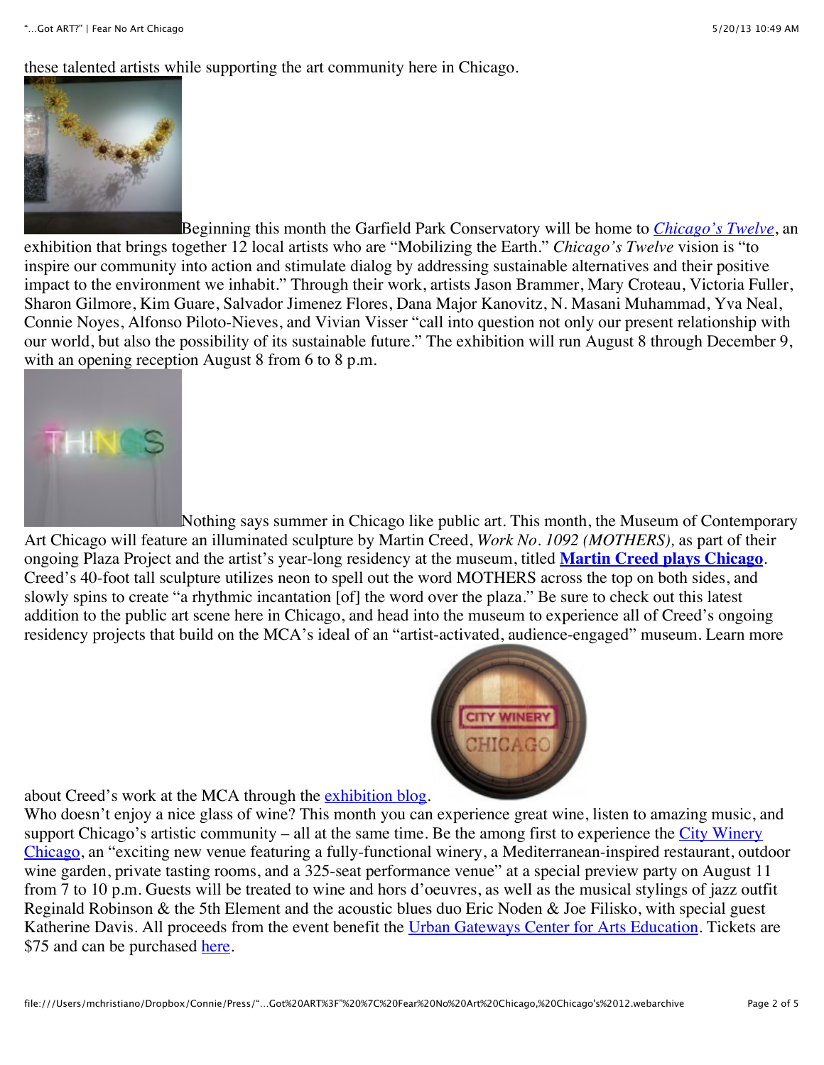these talented artists while supporting the art community here in Chicago.

Beginning this month the Garfield Park Conservatory will be home to *Chicago's Twelve*, an exhibition that brings together 12 local artists who are "Mobilizing the Earth." *Chicago's Twelve* vision is "to inspire our community into action and stimulate dialog by addressing sustainable alternatives and their positive impact to the environment we inhabit." Through their work, artists Jason Brammer, Mary Croteau, Victoria Fuller, Sharon Gilmore, Kim Guare, Salvador Jimenez Flores, Dana Major Kanovitz, N. Masani Muhammad, Yva Neal, Connie Noyes, Alfonso Piloto-Nieves, and Vivian Visser "call into question not only our present relationship with our world, but also the possibility of its sustainable future." The exhibition will run August 8 through December 9, with an opening reception August 8 from 6 to 8 p.m.

Nothing says summer in Chicago like public art. This month, the Museum of Contemporary Art Chicago will feature an illuminated sculpture by Martin Creed, *Work No. 1092 (MOTHERS),* as part of their ongoing Plaza Project and the artist's year-long residency at the museum, titled **Martin Creed plays Chicago**. Creed's 40-foot tall sculpture utilizes neon to spell out the word MOTHERS across the top on both sides, and slowly spins to create "a rhythmic incantation [of] the word over the plaza." Be sure to check out this latest addition to the public art scene here in Chicago, and head into the museum to experience all of Creed's ongoing residency projects that build on the MCA's ideal of an "artist-activated, audience-engaged" museum. Learn more about Creed's work at the MCA through the exhibition blog.

Who doesn't enjoy a nice glass of wine? This month you can experience great wine, listen to amazing music, and support Chicago's artistic community – all at the same time. Be the among first to experience the City Winery Chicago, an "exciting new venue featuring a fully-functional winery, a Mediterranean-inspired restaurant, outdoor wine garden, private tasting rooms, and a 325-seat performance venue" at a special preview party on August 11 from 7 to 10 p.m. Guests will be treated to wine and hors d'oeuvres, as well as the musical stylings of jazz outfit Reginald Robinson & the 5th Element and the acoustic blues duo Eric Noden & Joe Filisko, with special guest Katherine Davis. All proceeds from the event benefit the Urban Gateways Center for Arts Education. Tickets are $75 and can be purchased here.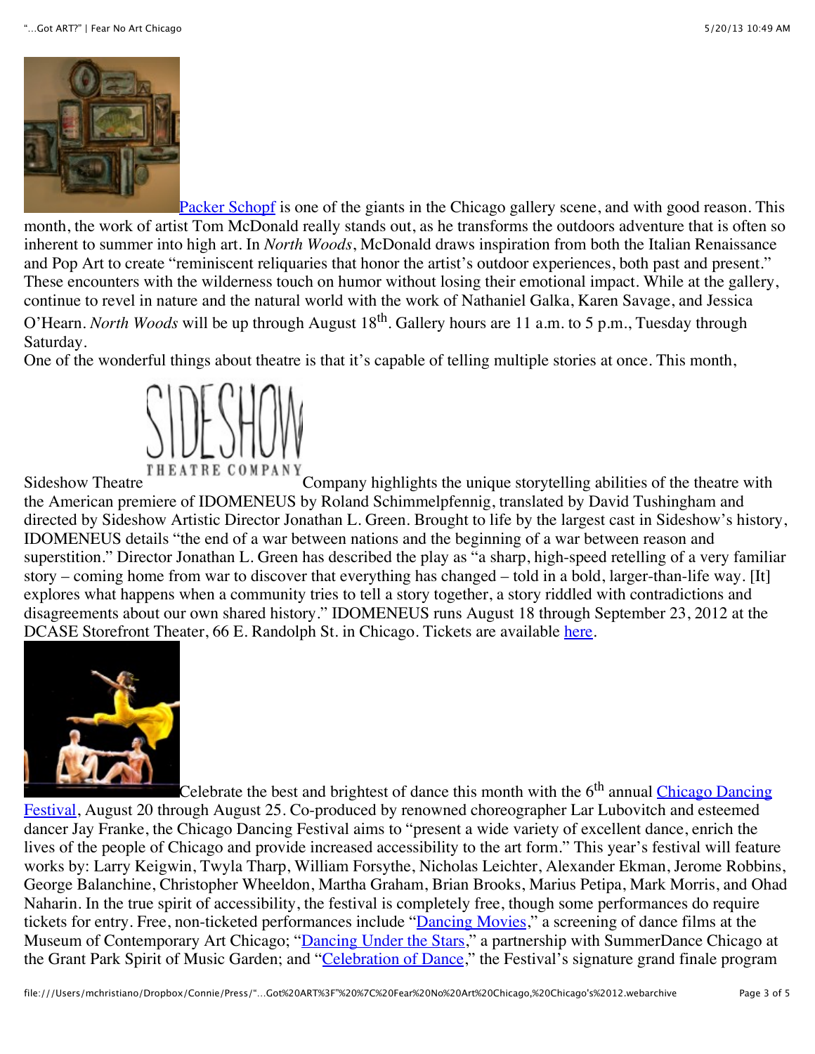Packer Schopf is one of the giants in the Chicago gallery scene, and with good reason. This month, the work of artist Tom McDonald really stands out, as he transforms the outdoors adventure that is often so inherent to summer into high art. In *North Woods*, McDonald draws inspiration from both the Italian Renaissance and Pop Art to create "reminiscent reliquaries that honor the artist's outdoor experiences, both past and present." These encounters with the wilderness touch on humor without losing their emotional impact. While at the gallery, continue to revel in nature and the natural world with the work of Nathaniel Galka, Karen Savage, and Jessica O'Hearn. *North Woods* will be up through August 18th. Gallery hours are 11 a.m. to 5 p.m., Tuesday through Saturday.

One of the wonderful things about theatre is that it's capable of telling multiple stories at once. This month, Sideshow Theatre Company highlights the unique storytelling abilities of the theatre with the American premiere of IDOMENEUS by Roland Schimmelpfennig, translated by David Tushingham and directed by Sideshow Artistic Director Jonathan L. Green. Brought to life by the largest cast in Sideshow's history, IDOMENEUS details "the end of a war between nations and the beginning of a war between reason and superstition." Director Jonathan L. Green has described the play as "a sharp, high-speed retelling of a very familiar story – coming home from war to discover that everything has changed – told in a bold, larger-than-life way. [It] explores what happens when a community tries to tell a story together, a story riddled with contradictions and disagreements about our own shared history." IDOMENEUS runs August 18 through September 23, 2012 at the DCASE Storefront Theater, 66 E. Randolph St. in Chicago. Tickets are available here.

Celebrate the best and brightest of dance this month with the 6th annual Chicago Dancing Festival, August 20 through August 25. Co-produced by renowned choreographer Lar Lubovitch and esteemed dancer Jay Franke, the Chicago Dancing Festival aims to "present a wide variety of excellent dance, enrich the lives of the people of Chicago and provide increased accessibility to the art form." This year's festival will feature works by: Larry Keigwin, Twyla Tharp, William Forsythe, Nicholas Leichter, Alexander Ekman, Jerome Robbins, George Balanchine, Christopher Wheeldon, Martha Graham, Brian Brooks, Marius Petipa, Mark Morris, and Ohad Naharin. In the true spirit of accessibility, the festival is completely free, though some performances do require tickets for entry. Free, non-ticketed performances include "Dancing Movies," a screening of dance films at the Museum of Contemporary Art Chicago; "Dancing Under the Stars," a partnership with SummerDance Chicago at the Grant Park Spirit of Music Garden; and "Celebration of Dance," the Festival's signature grand finale program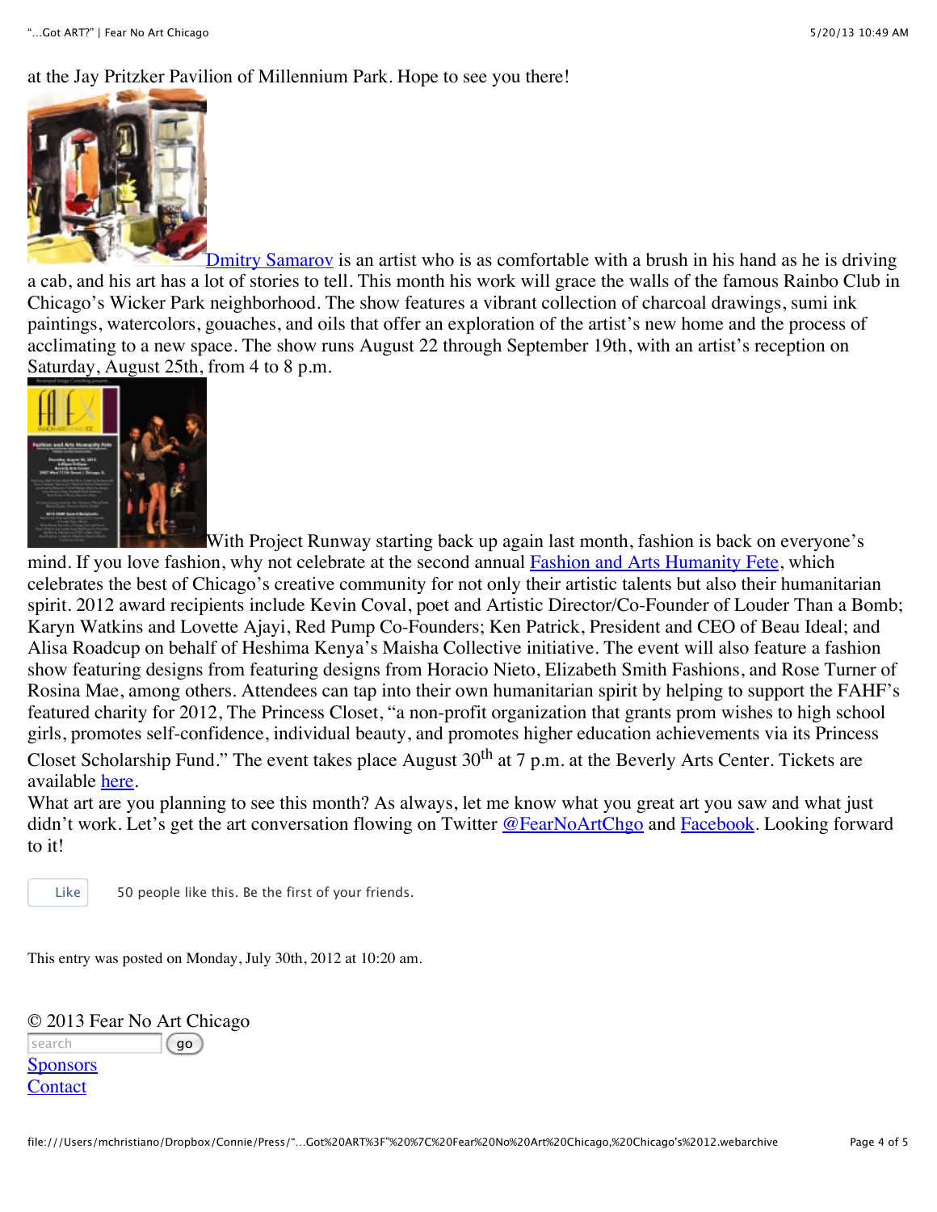at the Jay Pritzker Pavilion of Millennium Park. Hope to see you there!

Dmitry Samarov is an artist who is as comfortable with a brush in his hand as he is driving a cab, and his art has a lot of stories to tell. This month his work will grace the walls of the famous Rainbo Club in Chicago's Wicker Park neighborhood. The show features a vibrant collection of charcoal drawings, sumi ink paintings, watercolors, gouaches, and oils that offer an exploration of the artist's new home and the process of acclimating to a new space. The show runs August 22 through September 19th, with an artist's reception on Saturday, August 25th, from 4 to 8 p.m.

With Project Runway starting back up again last month, fashion is back on everyone's mind. If you love fashion, why not celebrate at the second annual Fashion and Arts Humanity Fete, which celebrates the best of Chicago's creative community for not only their artistic talents but also their humanitarian spirit. 2012 award recipients include Kevin Coval, poet and Artistic Director/Co-Founder of Louder Than a Bomb; Karyn Watkins and Lovette Ajayi, Red Pump Co-Founders; Ken Patrick, President and CEO of Beau Ideal; and Alisa Roadcup on behalf of Heshima Kenya's Maisha Collective initiative. The event will also feature a fashion show featuring designs from featuring designs from Horacio Nieto, Elizabeth Smith Fashions, and Rose Turner of Rosina Mae, among others. Attendees can tap into their own humanitarian spirit by helping to support the FAHF's featured charity for 2012, The Princess Closet, "a non-profit organization that grants prom wishes to high school girls, promotes self-confidence, individual beauty, and promotes higher education achievements via its Princess Closet Scholarship Fund." The event takes place August 30th at 7 p.m. at the Beverly Arts Center. Tickets are available here.

What art are you planning to see this month? As always, let me know what you great art you saw and what just didn't work. Let's get the art conversation flowing on Twitter @FearNoArtChgo and Facebook. Looking forward to it!

Like 50 people like this. Be the first of your friends.

This entry was posted on Monday, July 30th, 2012 at 10:20 am.

© 2013 Fear No Art Chicago

search go

Sponsors

Contact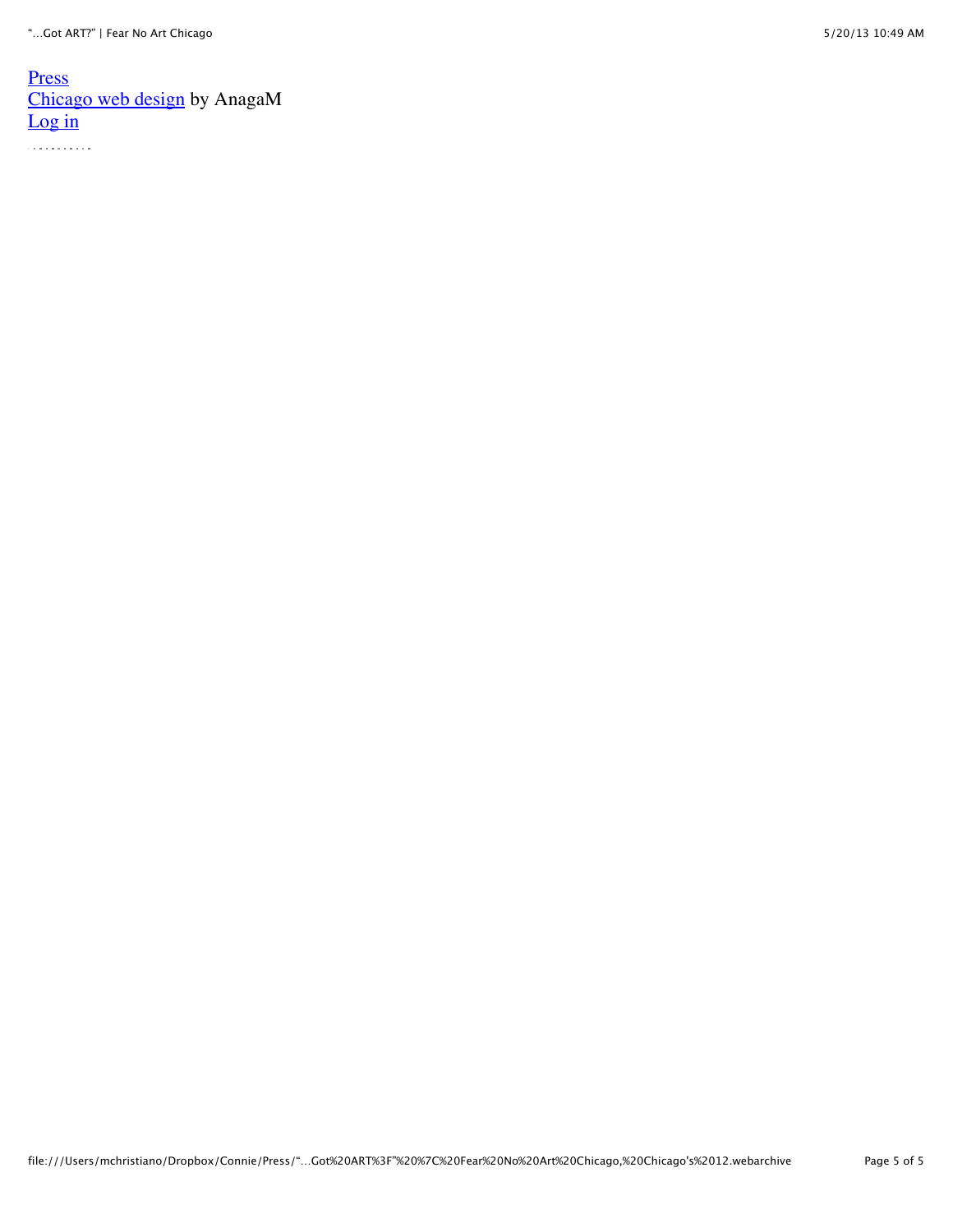[Press](#)
[Chicago web design](#) by AnagaM
[Log in](#)